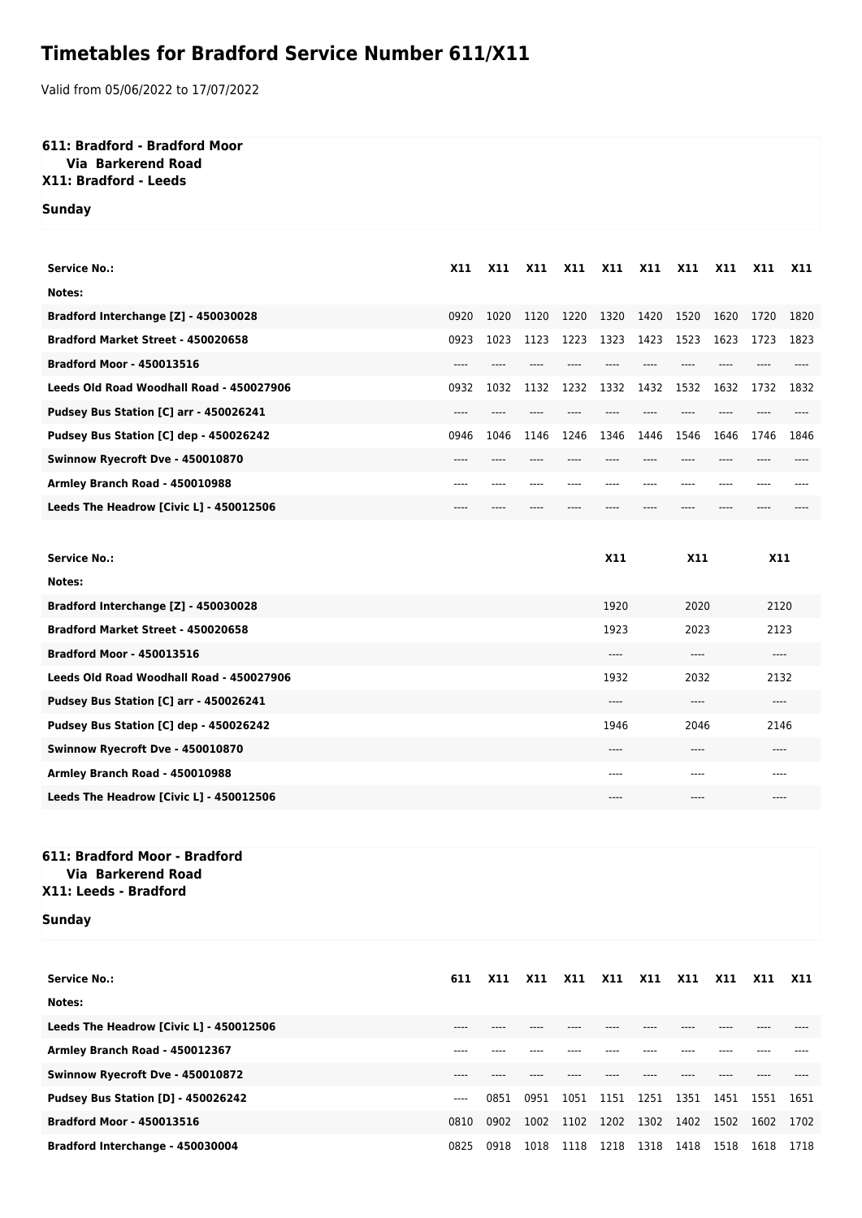# Timetables for Bradford Service Number 611/X11

Valid from 05/06/2022 to 17/07/2022

**611: Bradford - Bradford Moor**
**Via Barkerend Road**
**X11: Bradford - Leeds**

**Sunday**

| Service No.: | X11 | X11 | X11 | X11 | X11 | X11 | X11 | X11 | X11 | X11 |
|---|---|---|---|---|---|---|---|---|---|---|
| Notes: | | | | | | | | | | |
| Bradford Interchange [Z] - 450030028 | 0920 | 1020 | 1120 | 1220 | 1320 | 1420 | 1520 | 1620 | 1720 | 1820 |
| Bradford Market Street - 450020658 | 0923 | 1023 | 1123 | 1223 | 1323 | 1423 | 1523 | 1623 | 1723 | 1823 |
| Bradford Moor - 450013516 | ---- | ---- | ---- | ---- | ---- | ---- | ---- | ---- | ---- | ---- |
| Leeds Old Road Woodhall Road - 450027906 | 0932 | 1032 | 1132 | 1232 | 1332 | 1432 | 1532 | 1632 | 1732 | 1832 |
| Pudsey Bus Station [C] arr - 450026241 | ---- | ---- | ---- | ---- | ---- | ---- | ---- | ---- | ---- | ---- |
| Pudsey Bus Station [C] dep - 450026242 | 0946 | 1046 | 1146 | 1246 | 1346 | 1446 | 1546 | 1646 | 1746 | 1846 |
| Swinnow Ryecroft Dve - 450010870 | ---- | ---- | ---- | ---- | ---- | ---- | ---- | ---- | ---- | ---- |
| Armley Branch Road - 450010988 | ---- | ---- | ---- | ---- | ---- | ---- | ---- | ---- | ---- | ---- |
| Leeds The Headrow [Civic L] - 450012506 | ---- | ---- | ---- | ---- | ---- | ---- | ---- | ---- | ---- | ---- |

| Service No.: | X11 | X11 | X11 |
|---|---|---|---|
| Notes: | | | |
| Bradford Interchange [Z] - 450030028 | 1920 | 2020 | 2120 |
| Bradford Market Street - 450020658 | 1923 | 2023 | 2123 |
| Bradford Moor - 450013516 | ---- | ---- | ---- |
| Leeds Old Road Woodhall Road - 450027906 | 1932 | 2032 | 2132 |
| Pudsey Bus Station [C] arr - 450026241 | ---- | ---- | ---- |
| Pudsey Bus Station [C] dep - 450026242 | 1946 | 2046 | 2146 |
| Swinnow Ryecroft Dve - 450010870 | ---- | ---- | ---- |
| Armley Branch Road - 450010988 | ---- | ---- | ---- |
| Leeds The Headrow [Civic L] - 450012506 | ---- | ---- | ---- |

**611: Bradford Moor - Bradford**
**Via Barkerend Road**
**X11: Leeds - Bradford**

**Sunday**

| Service No.: | 611 | X11 | X11 | X11 | X11 | X11 | X11 | X11 | X11 | X11 |
|---|---|---|---|---|---|---|---|---|---|---|
| Notes: | | | | | | | | | | |
| Leeds The Headrow [Civic L] - 450012506 | ---- | ---- | ---- | ---- | ---- | ---- | ---- | ---- | ---- | ---- |
| Armley Branch Road - 450012367 | ---- | ---- | ---- | ---- | ---- | ---- | ---- | ---- | ---- | ---- |
| Swinnow Ryecroft Dve - 450010872 | ---- | ---- | ---- | ---- | ---- | ---- | ---- | ---- | ---- | ---- |
| Pudsey Bus Station [D] - 450026242 | ---- | 0851 | 0951 | 1051 | 1151 | 1251 | 1351 | 1451 | 1551 | 1651 |
| Bradford Moor - 450013516 | 0810 | 0902 | 1002 | 1102 | 1202 | 1302 | 1402 | 1502 | 1602 | 1702 |
| Bradford Interchange - 450030004 | 0825 | 0918 | 1018 | 1118 | 1218 | 1318 | 1418 | 1518 | 1618 | 1718 |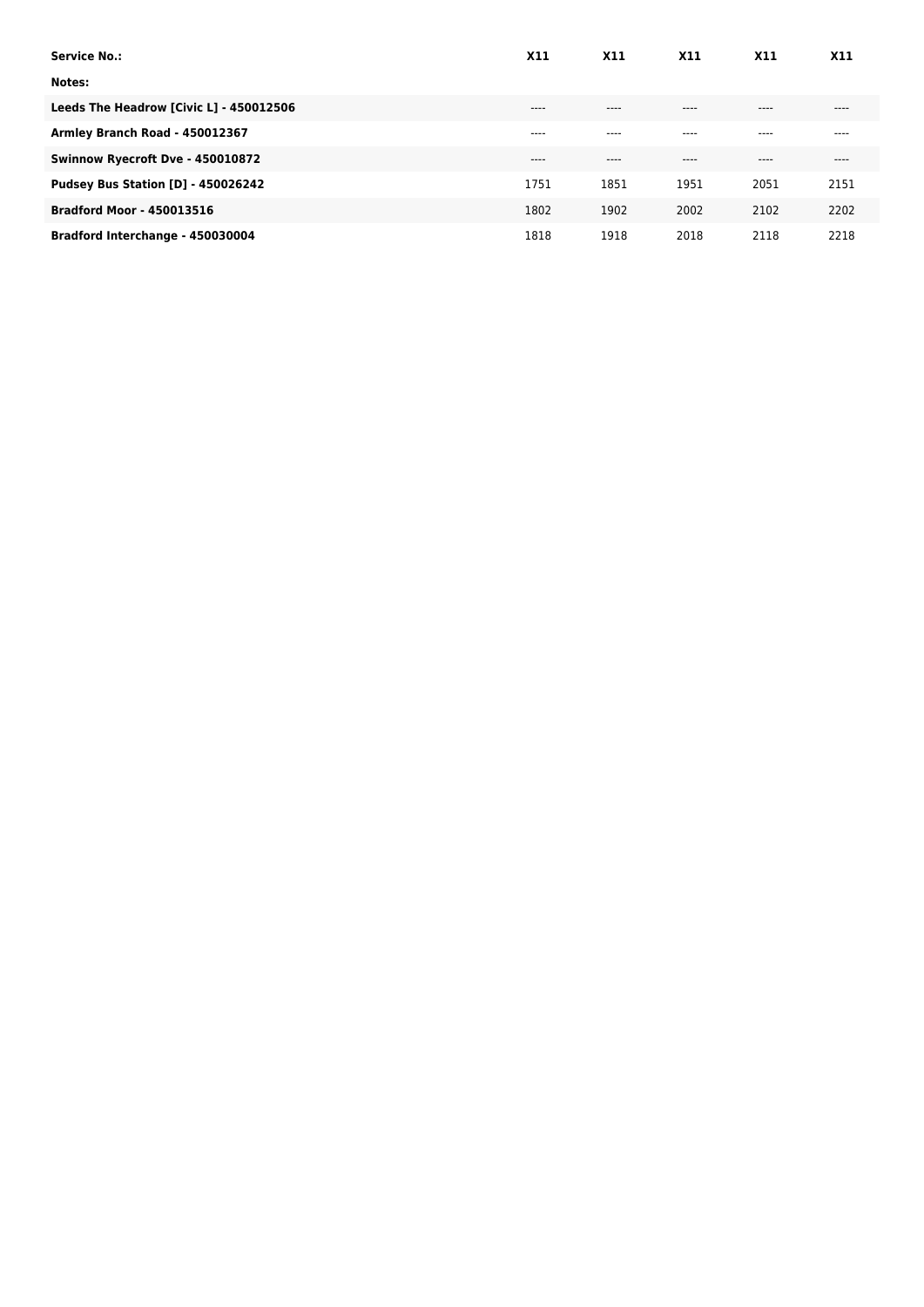| Service No.: | X11 | X11 | X11 | X11 | X11 |
|---|---|---|---|---|---|
| Notes: | | | | | |
| Leeds The Headrow [Civic L] - 450012506 | ---- | ---- | ---- | ---- | ---- |
| Armley Branch Road - 450012367 | ---- | ---- | ---- | ---- | ---- |
| Swinnow Ryecroft Dve - 450010872 | ---- | ---- | ---- | ---- | ---- |
| Pudsey Bus Station [D] - 450026242 | 1751 | 1851 | 1951 | 2051 | 2151 |
| Bradford Moor - 450013516 | 1802 | 1902 | 2002 | 2102 | 2202 |
| Bradford Interchange - 450030004 | 1818 | 1918 | 2018 | 2118 | 2218 |